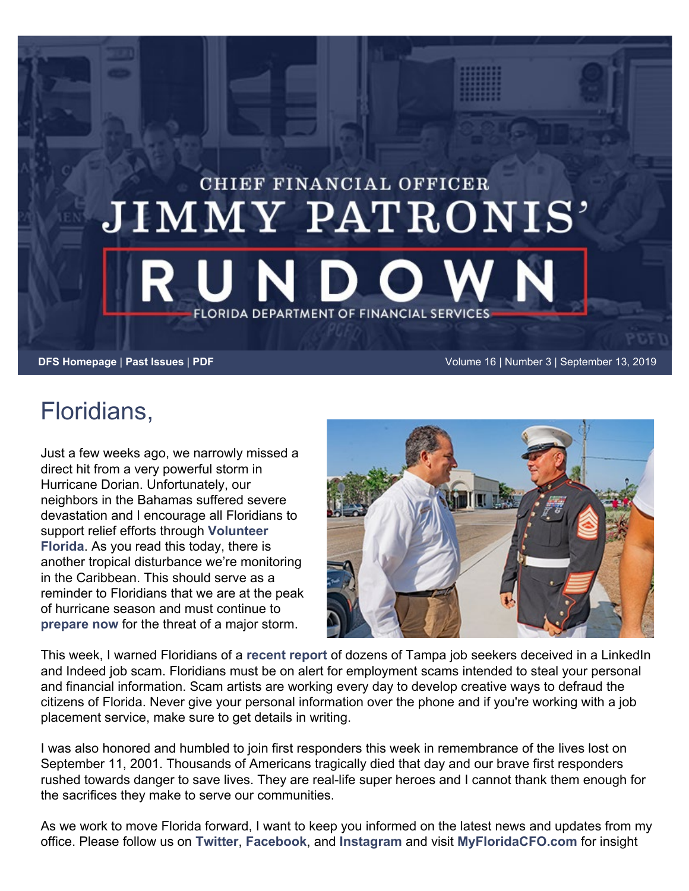# CHIEF FINANCIAL OFFICER JIMMY PATRONIS' RUNDOWN

FLORIDA DEPARTMENT OF FINANCIAL SERVICES

**DFS Homepage** | **Past Issues** | **PDF** Volume 16 | Number 3 | September 13, 2019

## Floridians,

Just a few weeks ago, we narrowly missed a direct hit from a very powerful storm in Hurricane Dorian. Unfortunately, our neighbors in the Bahamas suffered severe devastation and I encourage all Floridians to support relief efforts through **Volunteer Florida**. As you read this today, there is another tropical disturbance we're monitoring in the Caribbean. This should serve as a reminder to Floridians that we are at the peak of hurricane season and must continue to **prepare now** for the threat of a major storm.

This week, I warned Floridians of a **recent report** of dozens of Tampa job seekers deceived in a LinkedIn and Indeed job scam. Floridians must be on alert for employment scams intended to steal your personal and financial information. Scam artists are working every day to develop creative ways to defraud the citizens of Florida. Never give your personal information over the phone and if you're working with a job placement service, make sure to get details in writing.

I was also honored and humbled to join first responders this week in remembrance of the lives lost on September 11, 2001. Thousands of Americans tragically died that day and our brave first responders rushed towards danger to save lives. They are real-life super heroes and I cannot thank them enough for the sacrifices they make to serve our communities.

As we work to move Florida forward, I want to keep you informed on the latest news and updates from my office. Please follow us on **Twitter**, **Facebook**, and **Instagram** and visit **MyFloridaCFO.com** for insight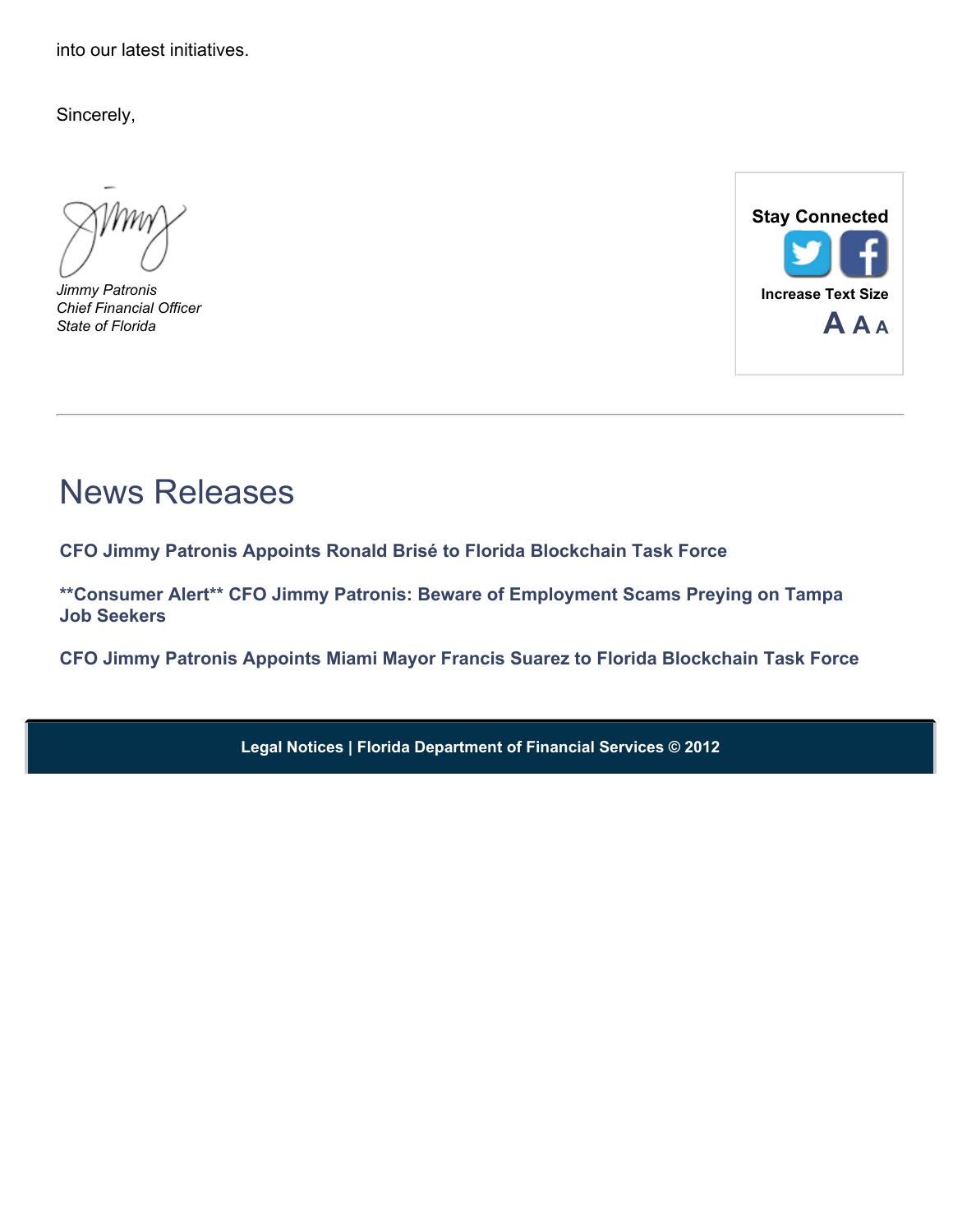into our latest initiatives.

Sincerely,

*Jimmy Patronis*
*Chief Financial Officer*
*State of Florida*

**Stay Connected**

**Increase Text Size**

**A A A**

---

## News Releases

**CFO Jimmy Patronis Appoints Ronald Brisé to Florida Blockchain Task Force**

****Consumer Alert** CFO Jimmy Patronis: Beware of Employment Scams Preying on Tampa Job Seekers**

**CFO Jimmy Patronis Appoints Miami Mayor Francis Suarez to Florida Blockchain Task Force**

**Legal Notices | Florida Department of Financial Services © 2012**